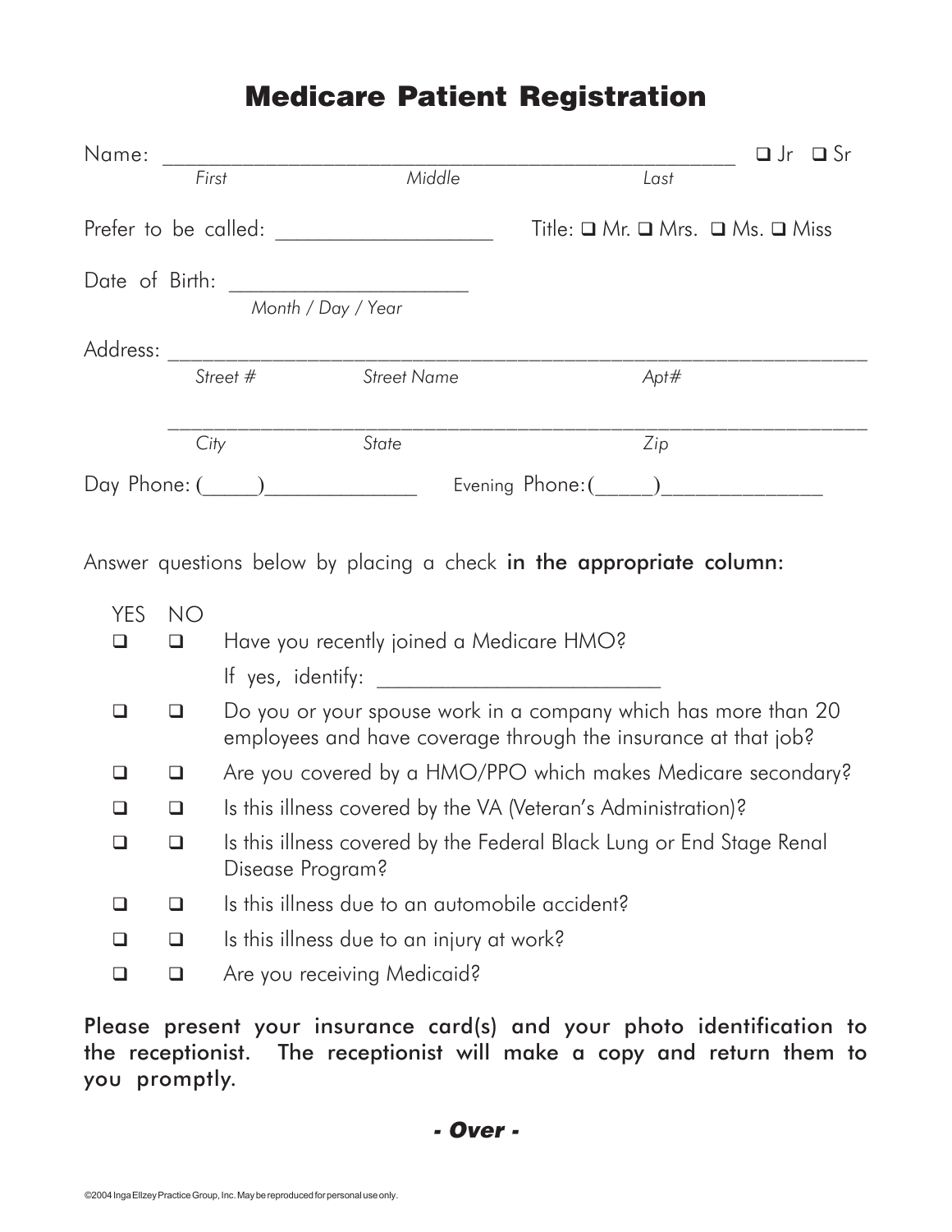# Medicare Patient Registration

Name: ________________________________________________ ❑ Jr ❑ Sr
*First* *Middle* *Last*

Prefer to be called: ___________________ Title: ❑ Mr. ❑ Mrs. ❑ Ms. ❑ Miss

Date of Birth: ____________________
*Month / Day / Year*

Address: ____________________________________________________________
*Street #* *Street Name* *Apt#*

____________________________________________________________
*City* *State* *Zip*

Day Phone: (_____)_____________ Evening Phone: (_____)______________

Answer questions below by placing a check in the appropriate column:

| YES | NO | |
|---|---|---|
| ❑ | ❑ | Have you recently joined a Medicare HMO? If yes, identify: ________________________ |
| ❑ | ❑ | Do you or your spouse work in a company which has more than 20 employees and have coverage through the insurance at that job? |
| ❑ | ❑ | Are you covered by a HMO/PPO which makes Medicare secondary? |
| ❑ | ❑ | Is this illness covered by the VA (Veteran's Administration)? |
| ❑ | ❑ | Is this illness covered by the Federal Black Lung or End Stage Renal Disease Program? |
| ❑ | ❑ | Is this illness due to an automobile accident? |
| ❑ | ❑ | Is this illness due to an injury at work? |
| ❑ | ❑ | Are you receiving Medicaid? |

Please present your insurance card(s) and your photo identification to the receptionist. The receptionist will make a copy and return them to you promptly.

***- Over -***

©2004 Inga Ellzey Practice Group, Inc. May be reproduced for personal use only.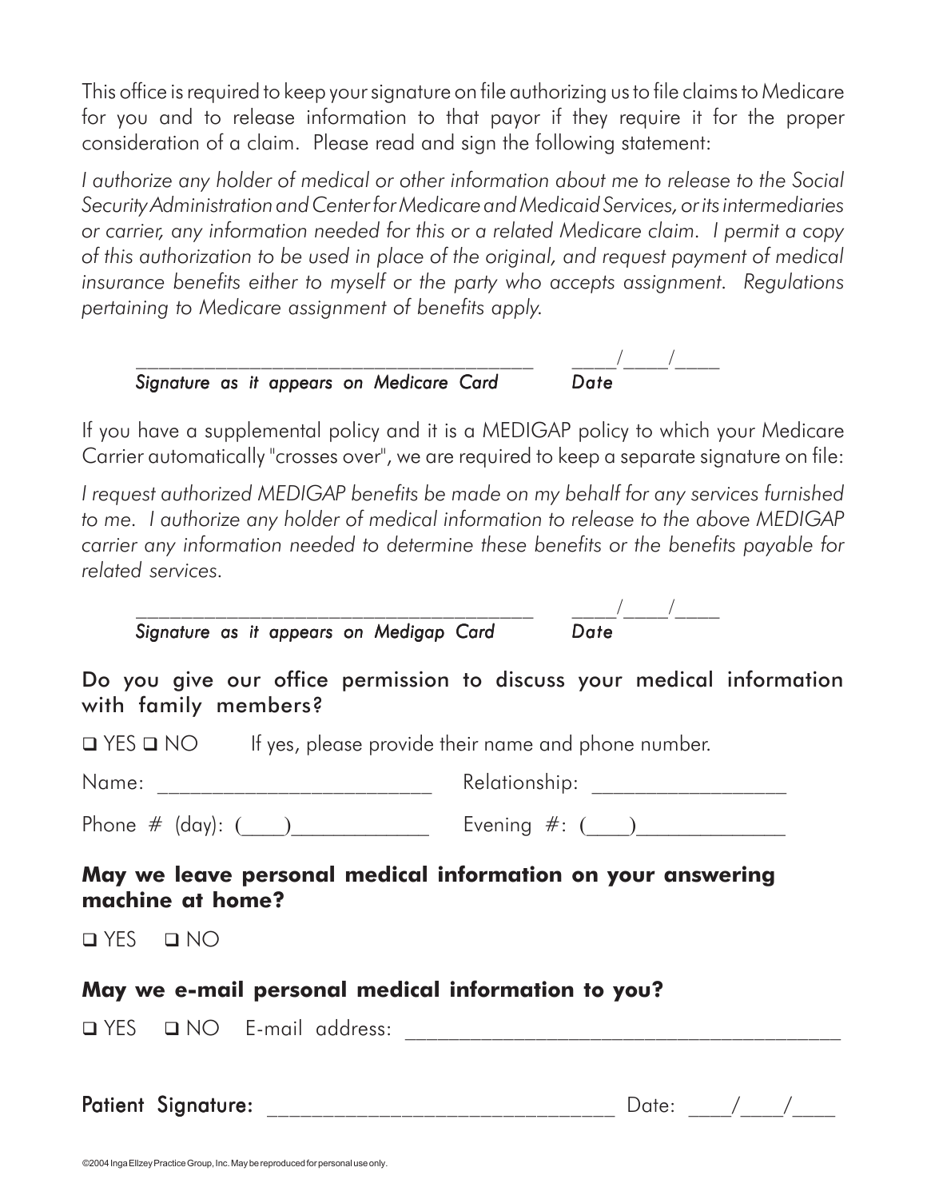This office is required to keep your signature on file authorizing us to file claims to Medicare for you and to release information to that payor if they require it for the proper consideration of a claim. Please read and sign the following statement:

*I authorize any holder of medical or other information about me to release to the Social Security Administration and Center for Medicare and Medicaid Services, or its intermediaries or carrier, any information needed for this or a related Medicare claim. I permit a copy of this authorization to be used in place of the original, and request payment of medical insurance benefits either to myself or the party who accepts assignment. Regulations pertaining to Medicare assignment of benefits apply.*

_______________________________________ ____/____/____
*Signature as it appears on Medicare Card* *Date*

If you have a supplemental policy and it is a MEDIGAP policy to which your Medicare Carrier automatically "crosses over", we are required to keep a separate signature on file:

*I request authorized MEDIGAP benefits be made on my behalf for any services furnished to me. I authorize any holder of medical information to release to the above MEDIGAP carrier any information needed to determine these benefits or the benefits payable for related services.*

_______________________________________ ____/____/____
*Signature as it appears on Medigap Card* *Date*

Do you give our office permission to discuss your medical information with family members?

❑ YES ❑ NO If yes, please provide their name and phone number.

Name: ________________________ Relationship: _________________

Phone # (day): (____)____________ Evening #: (____)_____________

**May we leave personal medical information on your answering machine at home?**

❑ YES ❑ NO

**May we e-mail personal medical information to you?**

❑ YES ❑ NO E-mail address: _______________________________________

Patient Signature: _______________________________ Date: ____/____/____

©2004 Inga Ellzey Practice Group, Inc. May be reproduced for personal use only.